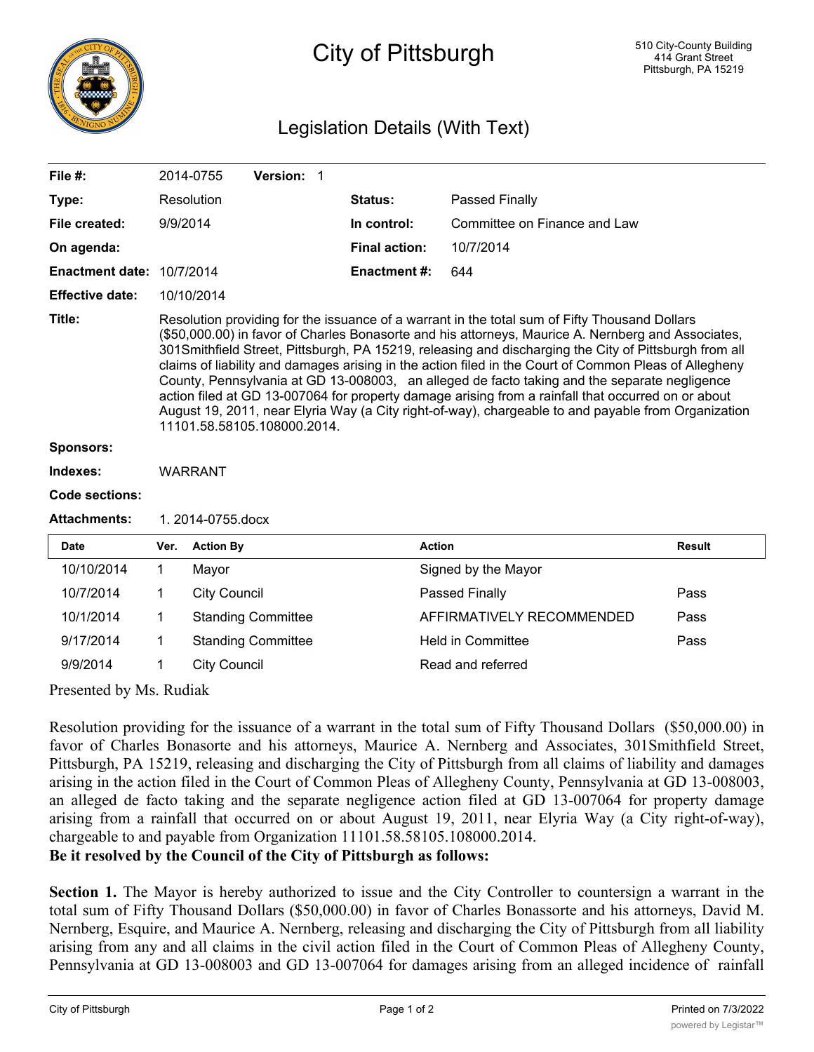# City of Pittsburgh

510 City-County Building
414 Grant Street
Pittsburgh, PA 15219

## Legislation Details (With Text)

| | | | |
|---|---|---|---|
| **File #:** | 2014-0755 **Version:** 1 | | |
| **Type:** | Resolution | **Status:** | Passed Finally |
| **File created:** | 9/9/2014 | **In control:** | Committee on Finance and Law |
| **On agenda:** | | **Final action:** | 10/7/2014 |
| **Enactment date:** | 10/7/2014 | **Enactment #:** | 644 |
| **Effective date:** | 10/10/2014 | | |

**Title:** Resolution providing for the issuance of a warrant in the total sum of Fifty Thousand Dollars ($50,000.00) in favor of Charles Bonasorte and his attorneys, Maurice A. Nernberg and Associates, 301Smithfield Street, Pittsburgh, PA 15219, releasing and discharging the City of Pittsburgh from all claims of liability and damages arising in the action filed in the Court of Common Pleas of Allegheny County, Pennsylvania at GD 13-008003, an alleged de facto taking and the separate negligence action filed at GD 13-007064 for property damage arising from a rainfall that occurred on or about August 19, 2011, near Elyria Way (a City right-of-way), chargeable to and payable from Organization 11101.58.58105.108000.2014.

**Sponsors:**

**Indexes:** WARRANT

**Code sections:**

**Attachments:** 1. 2014-0755.docx

| Date | Ver. | Action By | Action | Result |
|---|---|---|---|---|
| 10/10/2014 | 1 | Mayor | Signed by the Mayor | |
| 10/7/2014 | 1 | City Council | Passed Finally | Pass |
| 10/1/2014 | 1 | Standing Committee | AFFIRMATIVELY RECOMMENDED | Pass |
| 9/17/2014 | 1 | Standing Committee | Held in Committee | Pass |
| 9/9/2014 | 1 | City Council | Read and referred | |

Presented by Ms. Rudiak

Resolution providing for the issuance of a warrant in the total sum of Fifty Thousand Dollars ($50,000.00) in favor of Charles Bonasorte and his attorneys, Maurice A. Nernberg and Associates, 301Smithfield Street, Pittsburgh, PA 15219, releasing and discharging the City of Pittsburgh from all claims of liability and damages arising in the action filed in the Court of Common Pleas of Allegheny County, Pennsylvania at GD 13-008003, an alleged de facto taking and the separate negligence action filed at GD 13-007064 for property damage arising from a rainfall that occurred on or about August 19, 2011, near Elyria Way (a City right-of-way), chargeable to and payable from Organization 11101.58.58105.108000.2014.

**Be it resolved by the Council of the City of Pittsburgh as follows:**

**Section 1.** The Mayor is hereby authorized to issue and the City Controller to countersign a warrant in the total sum of Fifty Thousand Dollars ($50,000.00) in favor of Charles Bonassorte and his attorneys, David M. Nernberg, Esquire, and Maurice A. Nernberg, releasing and discharging the City of Pittsburgh from all liability arising from any and all claims in the civil action filed in the Court of Common Pleas of Allegheny County, Pennsylvania at GD 13-008003 and GD 13-007064 for damages arising from an alleged incidence of rainfall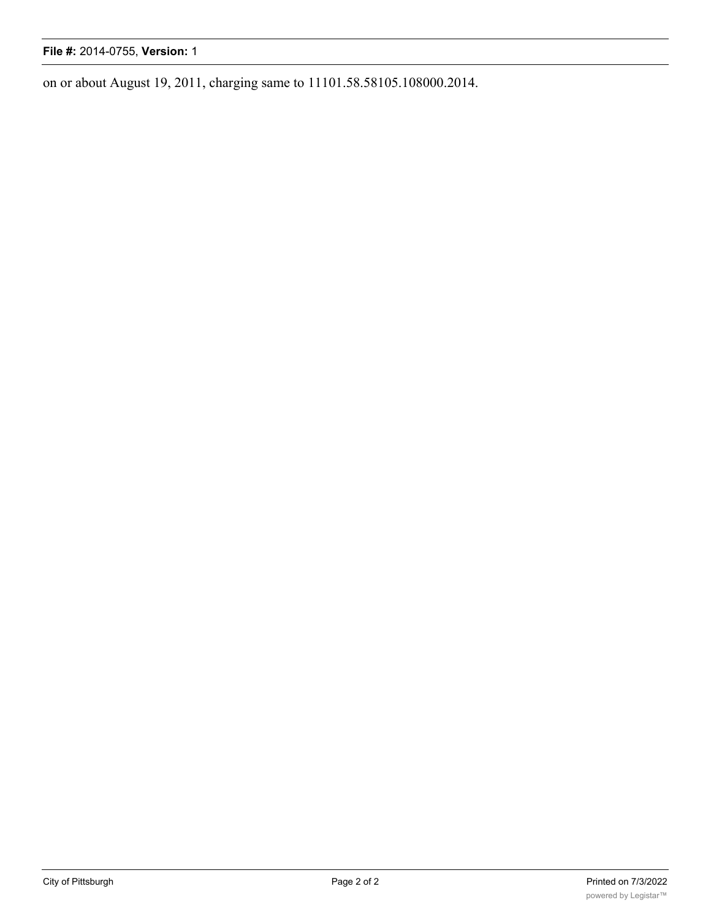on or about August 19, 2011, charging same to 11101.58.58105.108000.2014.